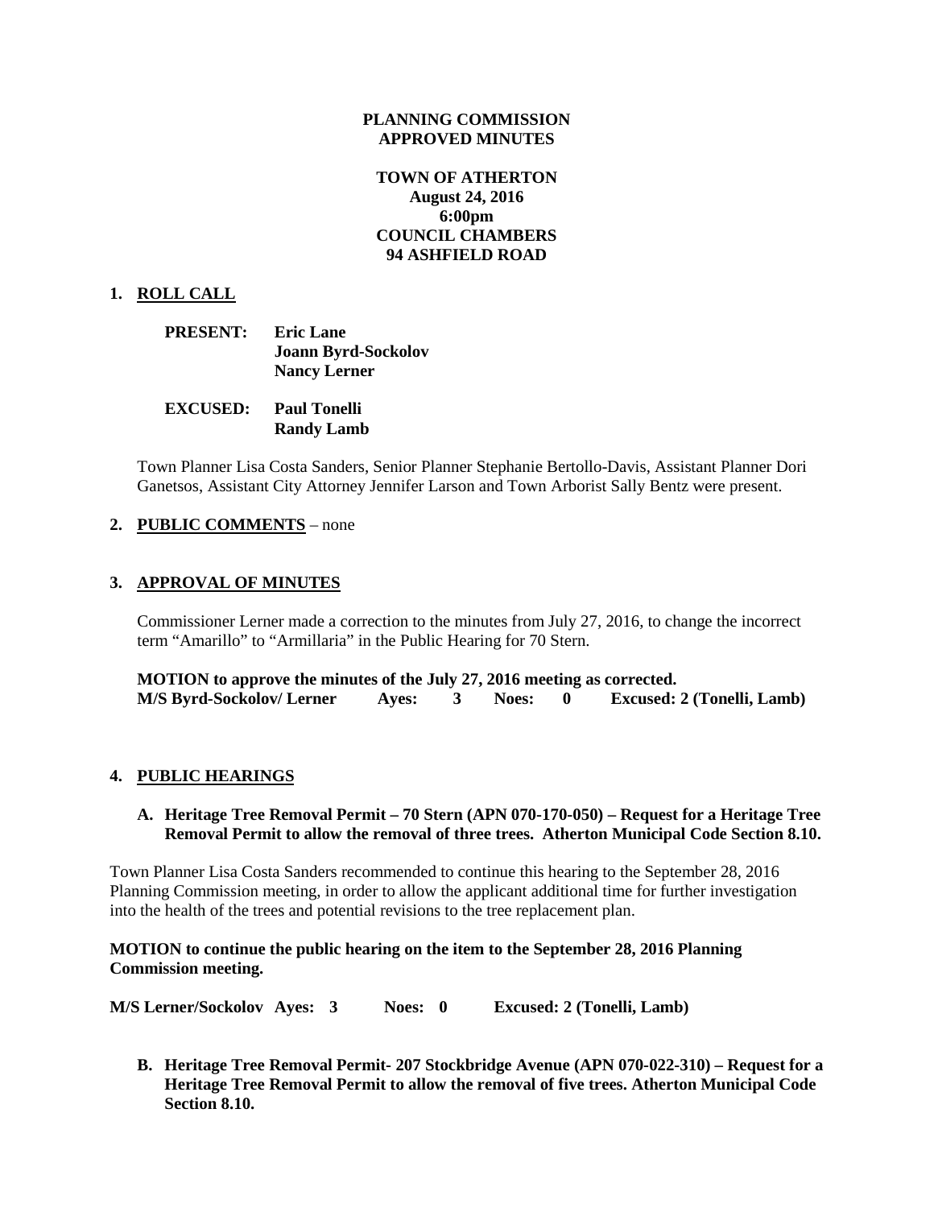**PLANNING COMMISSION**
**APPROVED MINUTES**

**TOWN OF ATHERTON**
**August 24, 2016**
**6:00pm**
**COUNCIL CHAMBERS**
**94 ASHFIELD ROAD**

## 1. ROLL CALL

**PRESENT:** **Eric Lane**
**Joann Byrd-Sockolov**
**Nancy Lerner**

**EXCUSED:** **Paul Tonelli**
**Randy Lamb**

Town Planner Lisa Costa Sanders, Senior Planner Stephanie Bertollo-Davis, Assistant Planner Dori Ganetsos, Assistant City Attorney Jennifer Larson and Town Arborist Sally Bentz were present.

## 2. PUBLIC COMMENTS – none

## 3. APPROVAL OF MINUTES

Commissioner Lerner made a correction to the minutes from July 27, 2016, to change the incorrect term "Amarillo" to "Armillaria" in the Public Hearing for 70 Stern.

**MOTION to approve the minutes of the July 27, 2016 meeting as corrected.**
**M/S Byrd-Sockolov/ Lerner Ayes: 3 Noes: 0 Excused: 2 (Tonelli, Lamb)**

## 4. PUBLIC HEARINGS

**A. Heritage Tree Removal Permit – 70 Stern (APN 070-170-050) – Request for a Heritage Tree Removal Permit to allow the removal of three trees. Atherton Municipal Code Section 8.10.**

Town Planner Lisa Costa Sanders recommended to continue this hearing to the September 28, 2016 Planning Commission meeting, in order to allow the applicant additional time for further investigation into the health of the trees and potential revisions to the tree replacement plan.

**MOTION to continue the public hearing on the item to the September 28, 2016 Planning Commission meeting.**

**M/S Lerner/Sockolov Ayes: 3 Noes: 0 Excused: 2 (Tonelli, Lamb)**

**B. Heritage Tree Removal Permit- 207 Stockbridge Avenue (APN 070-022-310) – Request for a Heritage Tree Removal Permit to allow the removal of five trees. Atherton Municipal Code Section 8.10.**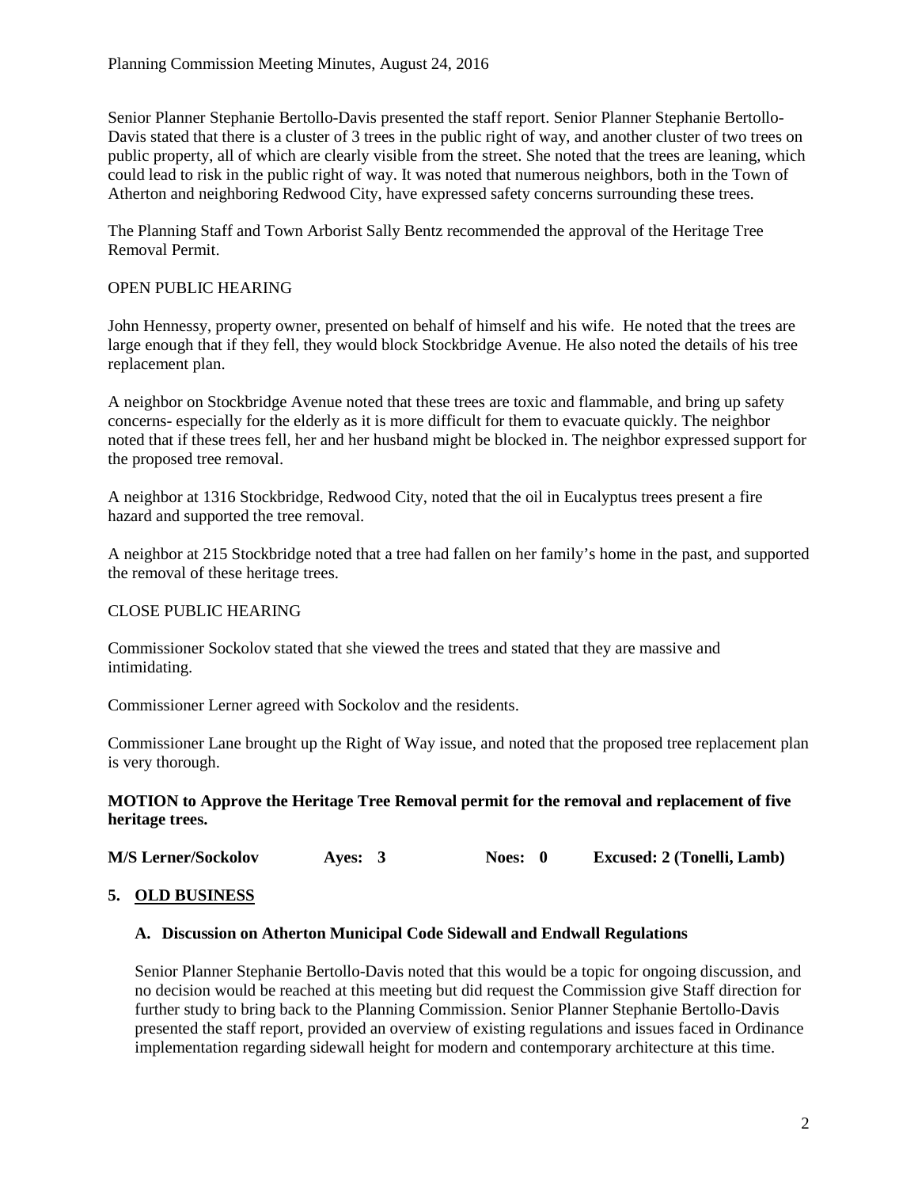Senior Planner Stephanie Bertollo-Davis presented the staff report. Senior Planner Stephanie Bertollo-Davis stated that there is a cluster of 3 trees in the public right of way, and another cluster of two trees on public property, all of which are clearly visible from the street. She noted that the trees are leaning, which could lead to risk in the public right of way. It was noted that numerous neighbors, both in the Town of Atherton and neighboring Redwood City, have expressed safety concerns surrounding these trees.

The Planning Staff and Town Arborist Sally Bentz recommended the approval of the Heritage Tree Removal Permit.

OPEN PUBLIC HEARING

John Hennessy, property owner, presented on behalf of himself and his wife. He noted that the trees are large enough that if they fell, they would block Stockbridge Avenue. He also noted the details of his tree replacement plan.

A neighbor on Stockbridge Avenue noted that these trees are toxic and flammable, and bring up safety concerns- especially for the elderly as it is more difficult for them to evacuate quickly. The neighbor noted that if these trees fell, her and her husband might be blocked in. The neighbor expressed support for the proposed tree removal.

A neighbor at 1316 Stockbridge, Redwood City, noted that the oil in Eucalyptus trees present a fire hazard and supported the tree removal.

A neighbor at 215 Stockbridge noted that a tree had fallen on her family's home in the past, and supported the removal of these heritage trees.

CLOSE PUBLIC HEARING

Commissioner Sockolov stated that she viewed the trees and stated that they are massive and intimidating.

Commissioner Lerner agreed with Sockolov and the residents.

Commissioner Lane brought up the Right of Way issue, and noted that the proposed tree replacement plan is very thorough.

**MOTION to Approve the Heritage Tree Removal permit for the removal and replacement of five heritage trees.**

**M/S Lerner/Sockolov Ayes: 3 Noes: 0 Excused: 2 (Tonelli, Lamb)**

## 5. OLD BUSINESS

### A. Discussion on Atherton Municipal Code Sidewall and Endwall Regulations

Senior Planner Stephanie Bertollo-Davis noted that this would be a topic for ongoing discussion, and no decision would be reached at this meeting but did request the Commission give Staff direction for further study to bring back to the Planning Commission. Senior Planner Stephanie Bertollo-Davis presented the staff report, provided an overview of existing regulations and issues faced in Ordinance implementation regarding sidewall height for modern and contemporary architecture at this time.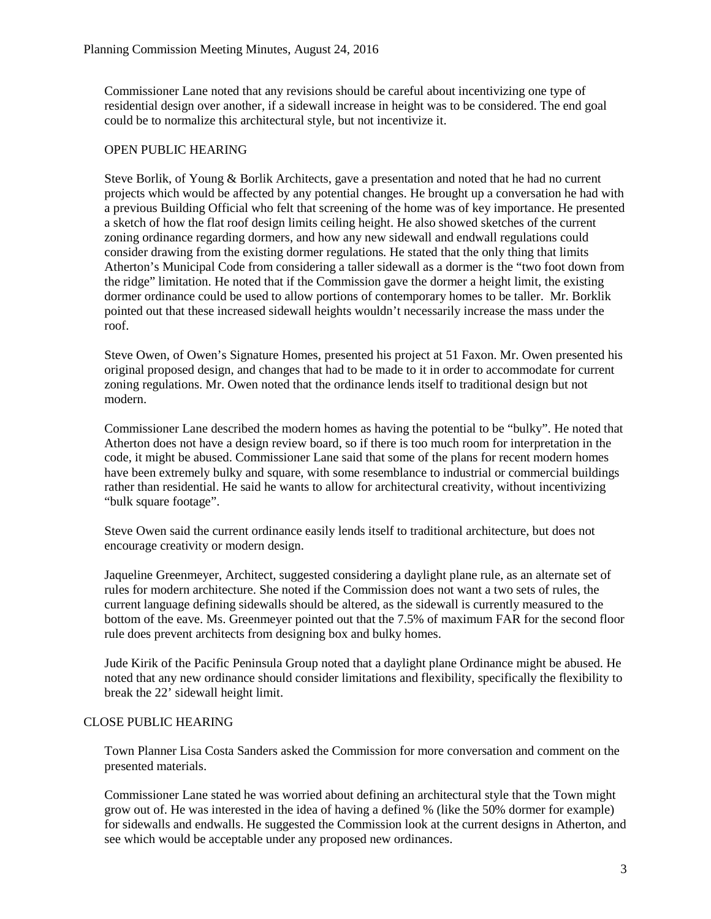Commissioner Lane noted that any revisions should be careful about incentivizing one type of residential design over another, if a sidewall increase in height was to be considered. The end goal could be to normalize this architectural style, but not incentivize it.

OPEN PUBLIC HEARING

Steve Borlik, of Young & Borlik Architects, gave a presentation and noted that he had no current projects which would be affected by any potential changes. He brought up a conversation he had with a previous Building Official who felt that screening of the home was of key importance. He presented a sketch of how the flat roof design limits ceiling height. He also showed sketches of the current zoning ordinance regarding dormers, and how any new sidewall and endwall regulations could consider drawing from the existing dormer regulations. He stated that the only thing that limits Atherton's Municipal Code from considering a taller sidewall as a dormer is the "two foot down from the ridge" limitation. He noted that if the Commission gave the dormer a height limit, the existing dormer ordinance could be used to allow portions of contemporary homes to be taller. Mr. Borklik pointed out that these increased sidewall heights wouldn't necessarily increase the mass under the roof.

Steve Owen, of Owen's Signature Homes, presented his project at 51 Faxon. Mr. Owen presented his original proposed design, and changes that had to be made to it in order to accommodate for current zoning regulations. Mr. Owen noted that the ordinance lends itself to traditional design but not modern.

Commissioner Lane described the modern homes as having the potential to be "bulky". He noted that Atherton does not have a design review board, so if there is too much room for interpretation in the code, it might be abused. Commissioner Lane said that some of the plans for recent modern homes have been extremely bulky and square, with some resemblance to industrial or commercial buildings rather than residential. He said he wants to allow for architectural creativity, without incentivizing "bulk square footage".

Steve Owen said the current ordinance easily lends itself to traditional architecture, but does not encourage creativity or modern design.

Jaqueline Greenmeyer, Architect, suggested considering a daylight plane rule, as an alternate set of rules for modern architecture. She noted if the Commission does not want a two sets of rules, the current language defining sidewalls should be altered, as the sidewall is currently measured to the bottom of the eave. Ms. Greenmeyer pointed out that the 7.5% of maximum FAR for the second floor rule does prevent architects from designing box and bulky homes.

Jude Kirik of the Pacific Peninsula Group noted that a daylight plane Ordinance might be abused. He noted that any new ordinance should consider limitations and flexibility, specifically the flexibility to break the 22' sidewall height limit.

CLOSE PUBLIC HEARING

Town Planner Lisa Costa Sanders asked the Commission for more conversation and comment on the presented materials.

Commissioner Lane stated he was worried about defining an architectural style that the Town might grow out of. He was interested in the idea of having a defined % (like the 50% dormer for example) for sidewalls and endwalls. He suggested the Commission look at the current designs in Atherton, and see which would be acceptable under any proposed new ordinances.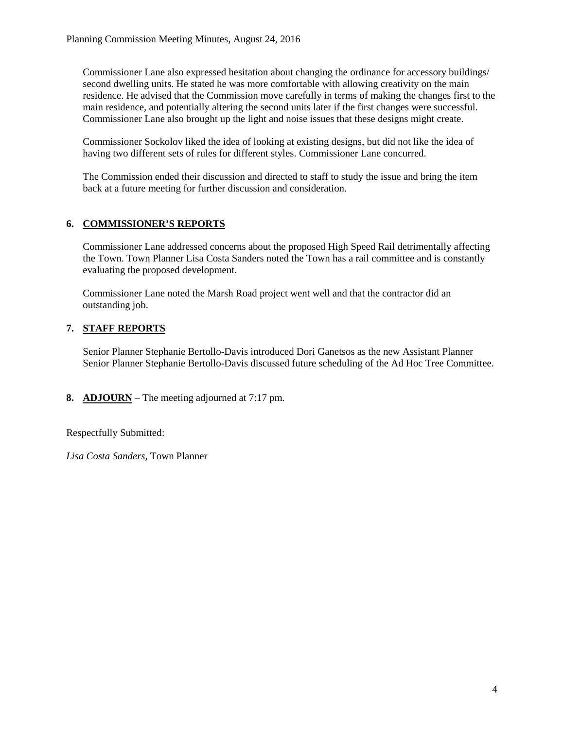Commissioner Lane also expressed hesitation about changing the ordinance for accessory buildings/ second dwelling units. He stated he was more comfortable with allowing creativity on the main residence. He advised that the Commission move carefully in terms of making the changes first to the main residence, and potentially altering the second units later if the first changes were successful. Commissioner Lane also brought up the light and noise issues that these designs might create.

Commissioner Sockolov liked the idea of looking at existing designs, but did not like the idea of having two different sets of rules for different styles. Commissioner Lane concurred.

The Commission ended their discussion and directed to staff to study the issue and bring the item back at a future meeting for further discussion and consideration.

## 6. <u>COMMISSIONER'S REPORTS</u>

Commissioner Lane addressed concerns about the proposed High Speed Rail detrimentally affecting the Town. Town Planner Lisa Costa Sanders noted the Town has a rail committee and is constantly evaluating the proposed development.

Commissioner Lane noted the Marsh Road project went well and that the contractor did an outstanding job.

## 7. <u>STAFF REPORTS</u>

Senior Planner Stephanie Bertollo-Davis introduced Dori Ganetsos as the new Assistant Planner
Senior Planner Stephanie Bertollo-Davis discussed future scheduling of the Ad Hoc Tree Committee.

## 8. <u>ADJOURN</u> – The meeting adjourned at 7:17 pm.

Respectfully Submitted:

*Lisa Costa Sanders*, Town Planner